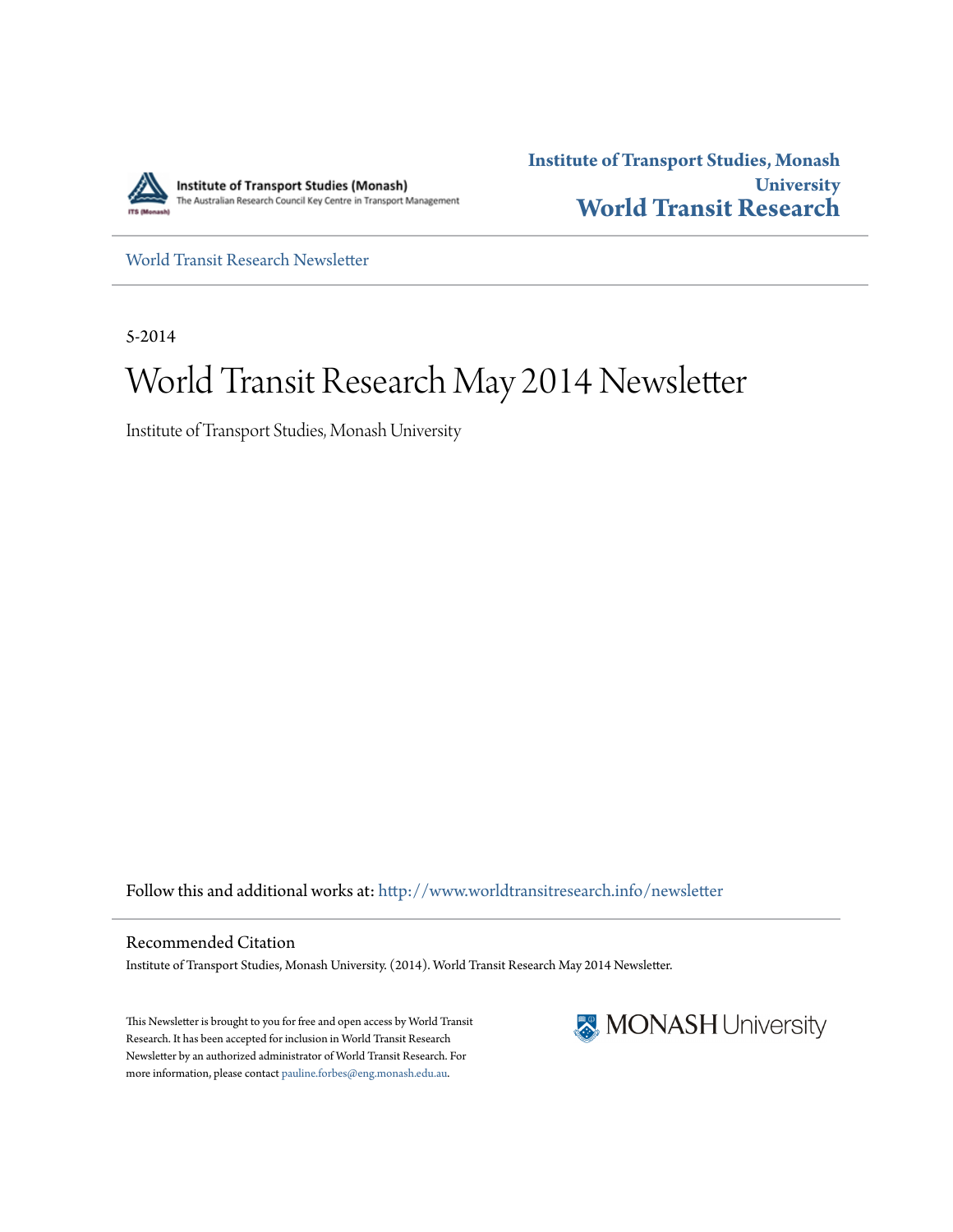Institute of Transport Studies (Monash)
The Australian Research Council Key Centre in Transport Management

**Institute of Transport Studies, Monash University**
**World Transit Research**

World Transit Research Newsletter

5-2014

# World Transit Research May 2014 Newsletter

Institute of Transport Studies, Monash University

Follow this and additional works at: http://www.worldtransitresearch.info/newsletter

## Recommended Citation

Institute of Transport Studies, Monash University. (2014). World Transit Research May 2014 Newsletter.

This Newsletter is brought to you for free and open access by World Transit Research. It has been accepted for inclusion in World Transit Research Newsletter by an authorized administrator of World Transit Research. For more information, please contact pauline.forbes@eng.monash.edu.au.

MONASH University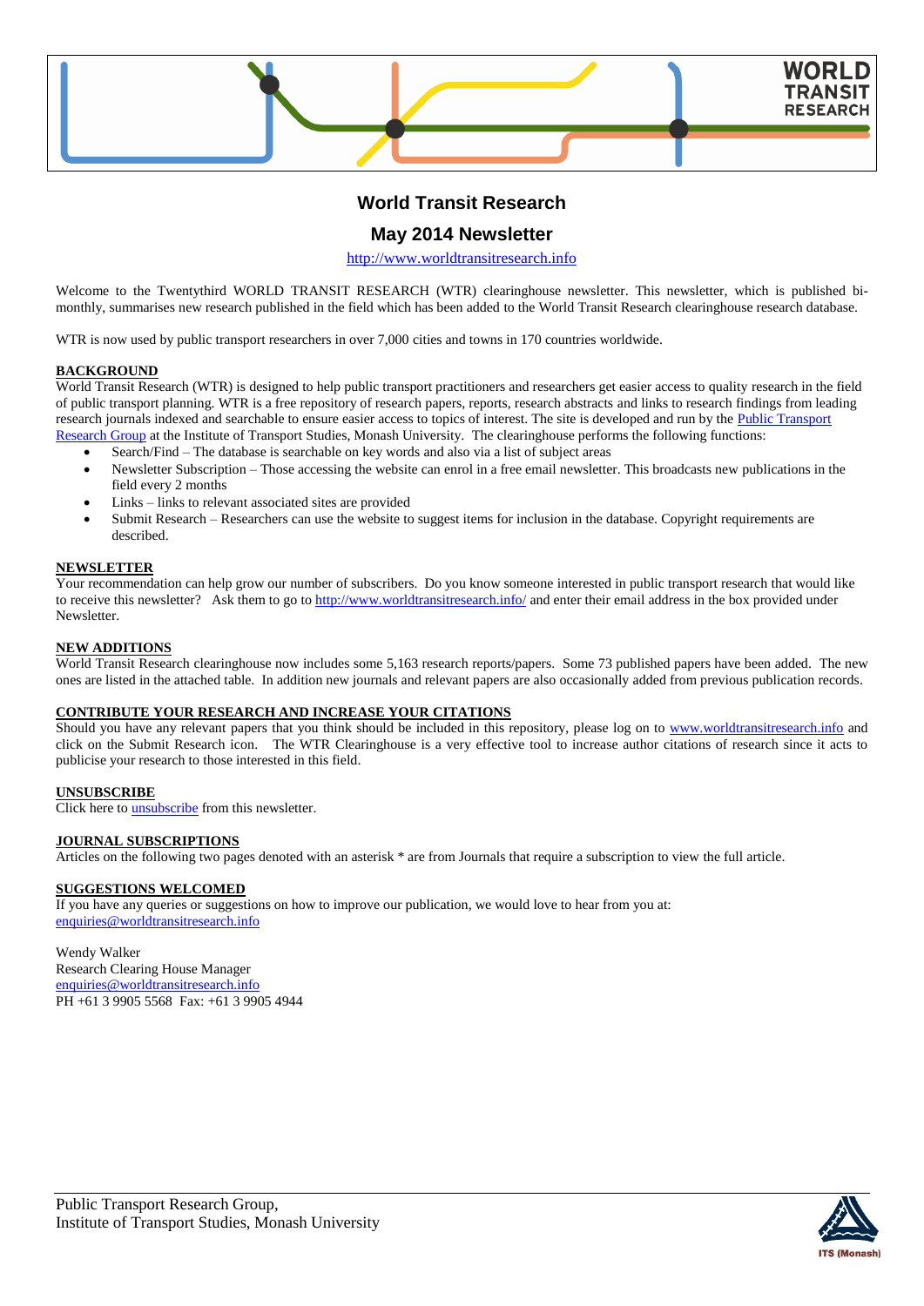# World Transit Research

## May 2014 Newsletter

http://www.worldtransitresearch.info

Welcome to the Twentythird WORLD TRANSIT RESEARCH (WTR) clearinghouse newsletter. This newsletter, which is published bi-monthly, summarises new research published in the field which has been added to the World Transit Research clearinghouse research database.

WTR is now used by public transport researchers in over 7,000 cities and towns in 170 countries worldwide.

**BACKGROUND**

World Transit Research (WTR) is designed to help public transport practitioners and researchers get easier access to quality research in the field of public transport planning. WTR is a free repository of research papers, reports, research abstracts and links to research findings from leading research journals indexed and searchable to ensure easier access to topics of interest. The site is developed and run by the Public Transport Research Group at the Institute of Transport Studies, Monash University. The clearinghouse performs the following functions:

- Search/Find – The database is searchable on key words and also via a list of subject areas
- Newsletter Subscription – Those accessing the website can enrol in a free email newsletter. This broadcasts new publications in the field every 2 months
- Links – links to relevant associated sites are provided
- Submit Research – Researchers can use the website to suggest items for inclusion in the database. Copyright requirements are described.

**NEWSLETTER**

Your recommendation can help grow our number of subscribers. Do you know someone interested in public transport research that would like to receive this newsletter? Ask them to go to http://www.worldtransitresearch.info/ and enter their email address in the box provided under Newsletter.

**NEW ADDITIONS**

World Transit Research clearinghouse now includes some 5,163 research reports/papers. Some 73 published papers have been added. The new ones are listed in the attached table. In addition new journals and relevant papers are also occasionally added from previous publication records.

**CONTRIBUTE YOUR RESEARCH AND INCREASE YOUR CITATIONS**

Should you have any relevant papers that you think should be included in this repository, please log on to www.worldtransitresearch.info and click on the Submit Research icon. The WTR Clearinghouse is a very effective tool to increase author citations of research since it acts to publicise your research to those interested in this field.

**UNSUBSCRIBE**

Click here to unsubscribe from this newsletter.

**JOURNAL SUBSCRIPTIONS**

Articles on the following two pages denoted with an asterisk * are from Journals that require a subscription to view the full article.

**SUGGESTIONS WELCOMED**

If you have any queries or suggestions on how to improve our publication, we would love to hear from you at:
enquiries@worldtransitresearch.info

Wendy Walker
Research Clearing House Manager
enquiries@worldtransitresearch.info
PH +61 3 9905 5568 Fax: +61 3 9905 4944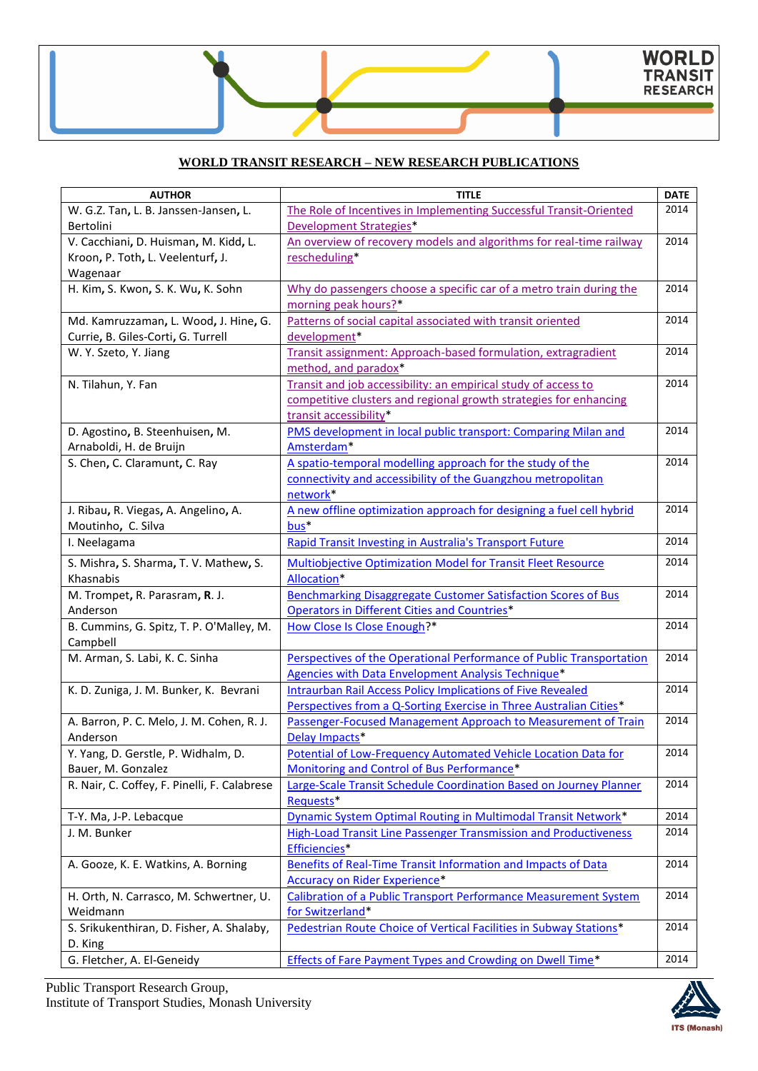## WORLD TRANSIT RESEARCH – NEW RESEARCH PUBLICATIONS

| AUTHOR | TITLE | DATE |
|---|---|---|
| W. G.Z. Tan, L. B. Janssen-Jansen, L. Bertolini | The Role of Incentives in Implementing Successful Transit-Oriented Development Strategies* | 2014 |
| V. Cacchiani, D. Huisman, M. Kidd, L. Kroon, P. Toth, L. Veelenturf, J. Wagenaar | An overview of recovery models and algorithms for real-time railway rescheduling* | 2014 |
| H. Kim, S. Kwon, S. K. Wu, K. Sohn | Why do passengers choose a specific car of a metro train during the morning peak hours?* | 2014 |
| Md. Kamruzzaman, L. Wood, J. Hine, G. Currie, B. Giles-Corti, G. Turrell | Patterns of social capital associated with transit oriented development* | 2014 |
| W. Y. Szeto, Y. Jiang | Transit assignment: Approach-based formulation, extragradient method, and paradox* | 2014 |
| N. Tilahun, Y. Fan | Transit and job accessibility: an empirical study of access to competitive clusters and regional growth strategies for enhancing transit accessibility* | 2014 |
| D. Agostino, B. Steenhuisen, M. Arnaboldi, H. de Bruijn | PMS development in local public transport: Comparing Milan and Amsterdam* | 2014 |
| S. Chen, C. Claramunt, C. Ray | A spatio-temporal modelling approach for the study of the connectivity and accessibility of the Guangzhou metropolitan network* | 2014 |
| J. Ribau, R. Viegas, A. Angelino, A. Moutinho, C. Silva | A new offline optimization approach for designing a fuel cell hybrid bus* | 2014 |
| I. Neelagama | Rapid Transit Investing in Australia's Transport Future | 2014 |
| S. Mishra, S. Sharma, T. V. Mathew, S. Khasnabis | Multiobjective Optimization Model for Transit Fleet Resource Allocation* | 2014 |
| M. Trompet, R. Parasram, R. J. Anderson | Benchmarking Disaggregate Customer Satisfaction Scores of Bus Operators in Different Cities and Countries* | 2014 |
| B. Cummins, G. Spitz, T. P. O'Malley, M. Campbell | How Close Is Close Enough?* | 2014 |
| M. Arman, S. Labi, K. C. Sinha | Perspectives of the Operational Performance of Public Transportation Agencies with Data Envelopment Analysis Technique* | 2014 |
| K. D. Zuniga, J. M. Bunker, K. Bevrani | Intraurban Rail Access Policy Implications of Five Revealed Perspectives from a Q-Sorting Exercise in Three Australian Cities* | 2014 |
| A. Barron, P. C. Melo, J. M. Cohen, R. J. Anderson | Passenger-Focused Management Approach to Measurement of Train Delay Impacts* | 2014 |
| Y. Yang, D. Gerstle, P. Widhalm, D. Bauer, M. Gonzalez | Potential of Low-Frequency Automated Vehicle Location Data for Monitoring and Control of Bus Performance* | 2014 |
| R. Nair, C. Coffey, F. Pinelli, F. Calabrese | Large-Scale Transit Schedule Coordination Based on Journey Planner Requests* | 2014 |
| T-Y. Ma, J-P. Lebacque | Dynamic System Optimal Routing in Multimodal Transit Network* | 2014 |
| J. M. Bunker | High-Load Transit Line Passenger Transmission and Productiveness Efficiencies* | 2014 |
| A. Gooze, K. E. Watkins, A. Borning | Benefits of Real-Time Transit Information and Impacts of Data Accuracy on Rider Experience* | 2014 |
| H. Orth, N. Carrasco, M. Schwertner, U. Weidmann | Calibration of a Public Transport Performance Measurement System for Switzerland* | 2014 |
| S. Srikukenthiran, D. Fisher, A. Shalaby, D. King | Pedestrian Route Choice of Vertical Facilities in Subway Stations* | 2014 |
| G. Fletcher, A. El-Geneidy | Effects of Fare Payment Types and Crowding on Dwell Time* | 2014 |

Public Transport Research Group,
Institute of Transport Studies, Monash University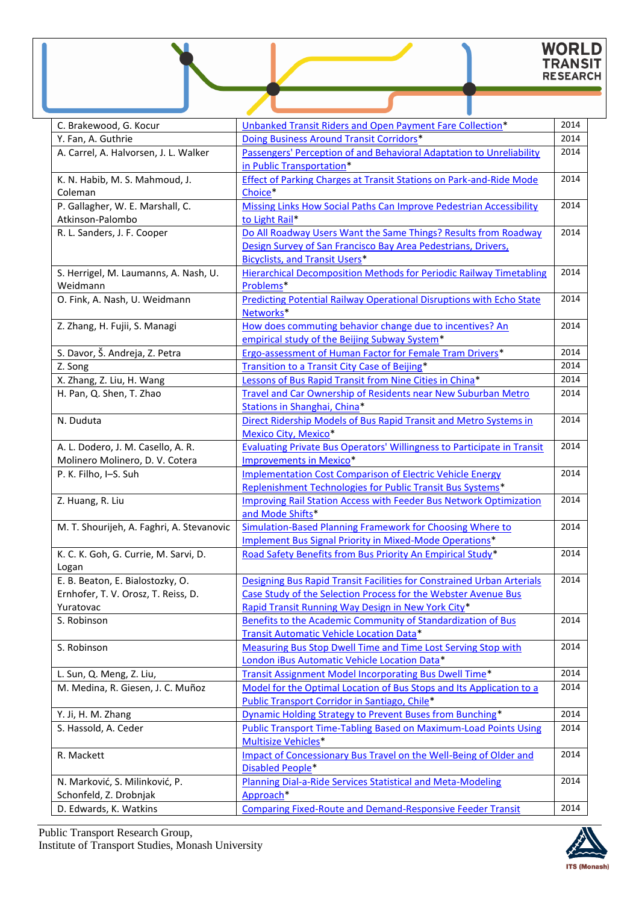| | | |
|---|---|---|
| C. Brakewood, G. Kocur | Unbanked Transit Riders and Open Payment Fare Collection* | 2014 |
| Y. Fan, A. Guthrie | Doing Business Around Transit Corridors* | 2014 |
| A. Carrel, A. Halvorsen, J. L. Walker | Passengers' Perception of and Behavioral Adaptation to Unreliability in Public Transportation* | 2014 |
| K. N. Habib, M. S. Mahmoud, J. Coleman | Effect of Parking Charges at Transit Stations on Park-and-Ride Mode Choice* | 2014 |
| P. Gallagher, W. E. Marshall, C. Atkinson-Palombo | Missing Links How Social Paths Can Improve Pedestrian Accessibility to Light Rail* | 2014 |
| R. L. Sanders, J. F. Cooper | Do All Roadway Users Want the Same Things? Results from Roadway Design Survey of San Francisco Bay Area Pedestrians, Drivers, Bicyclists, and Transit Users* | 2014 |
| S. Herrigel, M. Laumanns, A. Nash, U. Weidmann | Hierarchical Decomposition Methods for Periodic Railway Timetabling Problems* | 2014 |
| O. Fink, A. Nash, U. Weidmann | Predicting Potential Railway Operational Disruptions with Echo State Networks* | 2014 |
| Z. Zhang, H. Fujii, S. Managi | How does commuting behavior change due to incentives? An empirical study of the Beijing Subway System* | 2014 |
| S. Davor, Š. Andreja, Z. Petra | Ergo-assessment of Human Factor for Female Tram Drivers* | 2014 |
| Z. Song | Transition to a Transit City Case of Beijing* | 2014 |
| X. Zhang, Z. Liu, H. Wang | Lessons of Bus Rapid Transit from Nine Cities in China* | 2014 |
| H. Pan, Q. Shen, T. Zhao | Travel and Car Ownership of Residents near New Suburban Metro Stations in Shanghai, China* | 2014 |
| N. Duduta | Direct Ridership Models of Bus Rapid Transit and Metro Systems in Mexico City, Mexico* | 2014 |
| A. L. Dodero, J. M. Casello, A. R. Molinero Molinero, D. V. Cotera | Evaluating Private Bus Operators' Willingness to Participate in Transit Improvements in Mexico* | 2014 |
| P. K. Filho, I–S. Suh | Implementation Cost Comparison of Electric Vehicle Energy Replenishment Technologies for Public Transit Bus Systems* | 2014 |
| Z. Huang, R. Liu | Improving Rail Station Access with Feeder Bus Network Optimization and Mode Shifts* | 2014 |
| M. T. Shourijeh, A. Faghri, A. Stevanovic | Simulation-Based Planning Framework for Choosing Where to Implement Bus Signal Priority in Mixed-Mode Operations* | 2014 |
| K. C. K. Goh, G. Currie, M. Sarvi, D. Logan | Road Safety Benefits from Bus Priority An Empirical Study* | 2014 |
| E. B. Beaton, E. Bialostozky, O. Ernhofer, T. V. Orosz, T. Reiss, D. Yuratovac | Designing Bus Rapid Transit Facilities for Constrained Urban Arterials Case Study of the Selection Process for the Webster Avenue Bus Rapid Transit Running Way Design in New York City* | 2014 |
| S. Robinson | Benefits to the Academic Community of Standardization of Bus Transit Automatic Vehicle Location Data* | 2014 |
| S. Robinson | Measuring Bus Stop Dwell Time and Time Lost Serving Stop with London iBus Automatic Vehicle Location Data* | 2014 |
| L. Sun, Q. Meng, Z. Liu, | Transit Assignment Model Incorporating Bus Dwell Time* | 2014 |
| M. Medina, R. Giesen, J. C. Muñoz | Model for the Optimal Location of Bus Stops and Its Application to a Public Transport Corridor in Santiago, Chile* | 2014 |
| Y. Ji, H. M. Zhang | Dynamic Holding Strategy to Prevent Buses from Bunching* | 2014 |
| S. Hassold, A. Ceder | Public Transport Time-Tabling Based on Maximum-Load Points Using Multisize Vehicles* | 2014 |
| R. Mackett | Impact of Concessionary Bus Travel on the Well-Being of Older and Disabled People* | 2014 |
| N. Marković, S. Milinković, P. Schonfeld, Z. Drobnjak | Planning Dial-a-Ride Services Statistical and Meta-Modeling Approach* | 2014 |
| D. Edwards, K. Watkins | Comparing Fixed-Route and Demand-Responsive Feeder Transit | 2014 |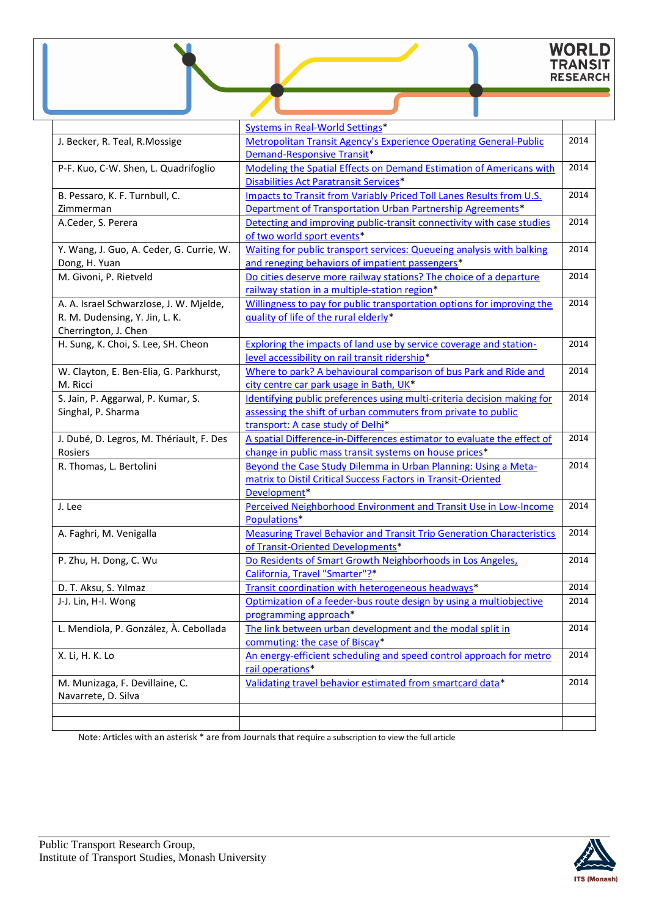| | | |
|---|---|---|
| | Systems in Real-World Settings* | |
| J. Becker, R. Teal, R.Mossige | Metropolitan Transit Agency's Experience Operating General-Public Demand-Responsive Transit* | 2014 |
| P-F. Kuo, C-W. Shen, L. Quadrifoglio | Modeling the Spatial Effects on Demand Estimation of Americans with Disabilities Act Paratransit Services* | 2014 |
| B. Pessaro, K. F. Turnbull, C. Zimmerman | Impacts to Transit from Variably Priced Toll Lanes Results from U.S. Department of Transportation Urban Partnership Agreements* | 2014 |
| A.Ceder, S. Perera | Detecting and improving public-transit connectivity with case studies of two world sport events* | 2014 |
| Y. Wang, J. Guo, A. Ceder, G. Currie, W. Dong, H. Yuan | Waiting for public transport services: Queueing analysis with balking and reneging behaviors of impatient passengers* | 2014 |
| M. Givoni, P. Rietveld | Do cities deserve more railway stations? The choice of a departure railway station in a multiple-station region* | 2014 |
| A. A. Israel Schwarzlose, J. W. Mjelde, R. M. Dudensing, Y. Jin, L. K. Cherrington, J. Chen | Willingness to pay for public transportation options for improving the quality of life of the rural elderly* | 2014 |
| H. Sung, K. Choi, S. Lee, SH. Cheon | Exploring the impacts of land use by service coverage and station-level accessibility on rail transit ridership* | 2014 |
| W. Clayton, E. Ben-Elia, G. Parkhurst, M. Ricci | Where to park? A behavioural comparison of bus Park and Ride and city centre car park usage in Bath, UK* | 2014 |
| S. Jain, P. Aggarwal, P. Kumar, S. Singhal, P. Sharma | Identifying public preferences using multi-criteria decision making for assessing the shift of urban commuters from private to public transport: A case study of Delhi* | 2014 |
| J. Dubé, D. Legros, M. Thériault, F. Des Rosiers | A spatial Difference-in-Differences estimator to evaluate the effect of change in public mass transit systems on house prices* | 2014 |
| R. Thomas, L. Bertolini | Beyond the Case Study Dilemma in Urban Planning: Using a Meta-matrix to Distil Critical Success Factors in Transit-Oriented Development* | 2014 |
| J. Lee | Perceived Neighborhood Environment and Transit Use in Low-Income Populations* | 2014 |
| A. Faghri, M. Venigalla | Measuring Travel Behavior and Transit Trip Generation Characteristics of Transit-Oriented Developments* | 2014 |
| P. Zhu, H. Dong, C. Wu | Do Residents of Smart Growth Neighborhoods in Los Angeles, California, Travel "Smarter"?* | 2014 |
| D. T. Aksu, S. Yılmaz | Transit coordination with heterogeneous headways* | 2014 |
| J-J. Lin, H-I. Wong | Optimization of a feeder-bus route design by using a multiobjective programming approach* | 2014 |
| L. Mendiola, P. González, À. Cebollada | The link between urban development and the modal split in commuting: the case of Biscay* | 2014 |
| X. Li, H. K. Lo | An energy-efficient scheduling and speed control approach for metro rail operations* | 2014 |
| M. Munizaga, F. Devillaine, C. Navarrete, D. Silva | Validating travel behavior estimated from smartcard data* | 2014 |
| | | |
| | | |

Note: Articles with an asterisk * are from Journals that require a subscription to view the full article

Public Transport Research Group,
Institute of Transport Studies, Monash University